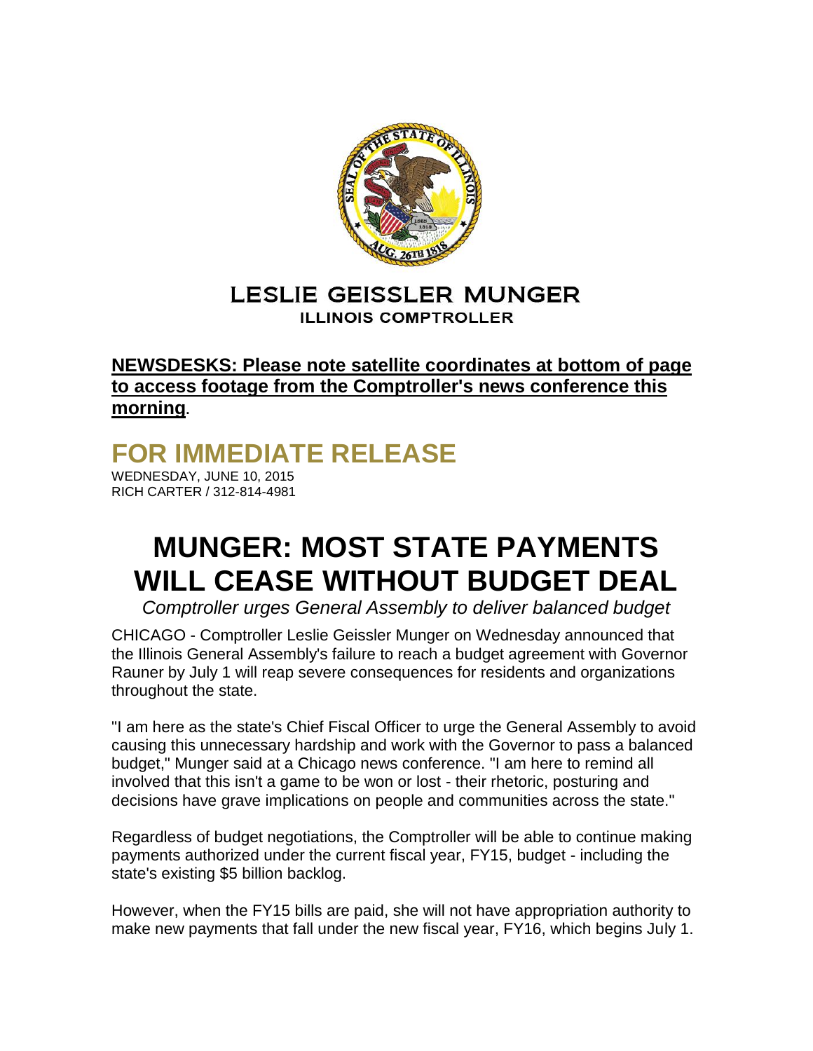# LESLIE GEISSLER MUNGER

**ILLINOIS COMPTROLLER**

**NEWSDESKS: Please note satellite coordinates at bottom of page to access footage from the Comptroller's news conference this morning**.

## FOR IMMEDIATE RELEASE

WEDNESDAY, JUNE 10, 2015
RICH CARTER / 312-814-4981

# MUNGER: MOST STATE PAYMENTS WILL CEASE WITHOUT BUDGET DEAL

*Comptroller urges General Assembly to deliver balanced budget*

CHICAGO - Comptroller Leslie Geissler Munger on Wednesday announced that the Illinois General Assembly's failure to reach a budget agreement with Governor Rauner by July 1 will reap severe consequences for residents and organizations throughout the state.

"I am here as the state's Chief Fiscal Officer to urge the General Assembly to avoid causing this unnecessary hardship and work with the Governor to pass a balanced budget," Munger said at a Chicago news conference. "I am here to remind all involved that this isn't a game to be won or lost - their rhetoric, posturing and decisions have grave implications on people and communities across the state."

Regardless of budget negotiations, the Comptroller will be able to continue making payments authorized under the current fiscal year, FY15, budget - including the state's existing $5 billion backlog.

However, when the FY15 bills are paid, she will not have appropriation authority to make new payments that fall under the new fiscal year, FY16, which begins July 1.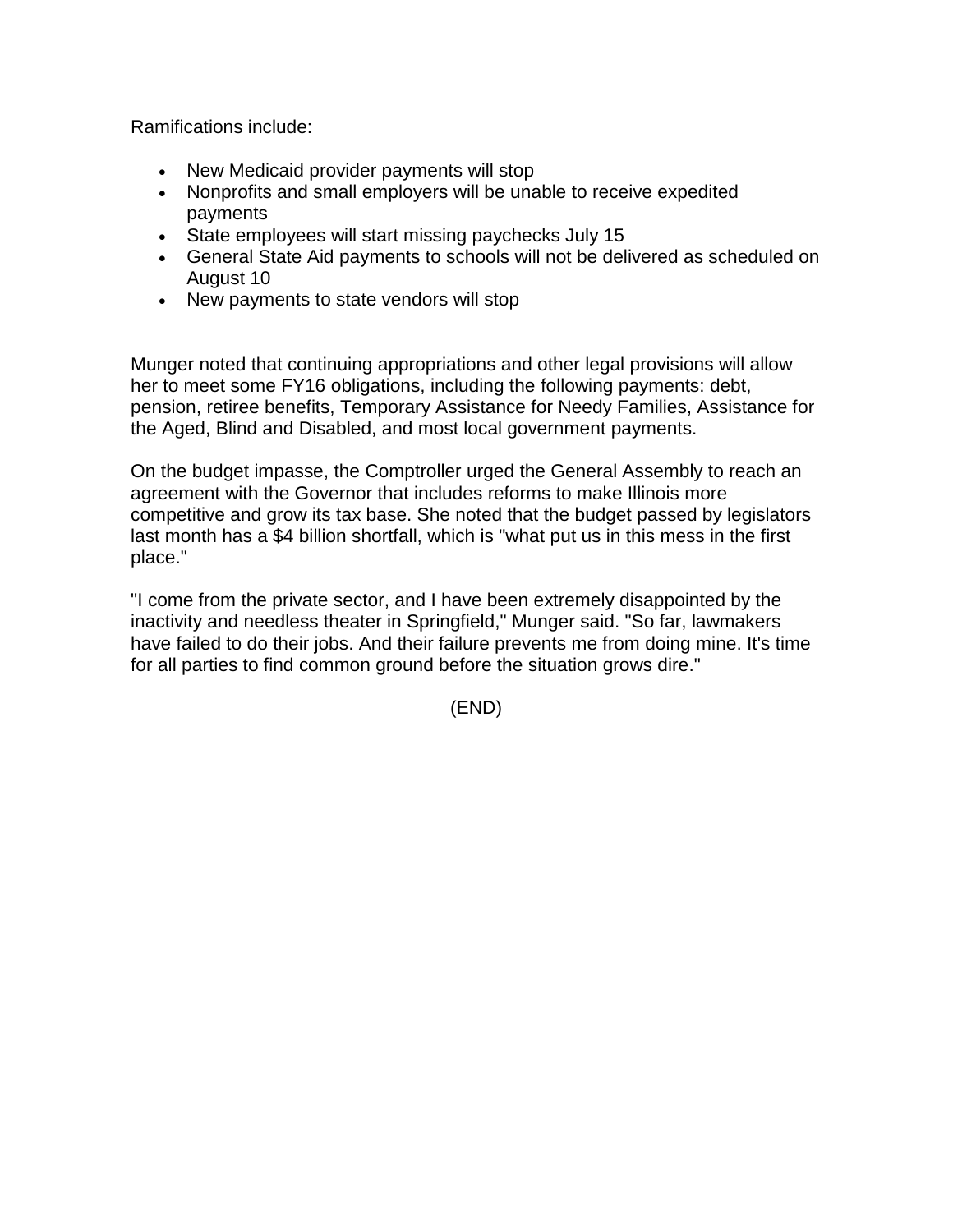Ramifications include:

- New Medicaid provider payments will stop
- Nonprofits and small employers will be unable to receive expedited payments
- State employees will start missing paychecks July 15
- General State Aid payments to schools will not be delivered as scheduled on August 10
- New payments to state vendors will stop

Munger noted that continuing appropriations and other legal provisions will allow her to meet some FY16 obligations, including the following payments: debt, pension, retiree benefits, Temporary Assistance for Needy Families, Assistance for the Aged, Blind and Disabled, and most local government payments.

On the budget impasse, the Comptroller urged the General Assembly to reach an agreement with the Governor that includes reforms to make Illinois more competitive and grow its tax base. She noted that the budget passed by legislators last month has a $4 billion shortfall, which is "what put us in this mess in the first place."

"I come from the private sector, and I have been extremely disappointed by the inactivity and needless theater in Springfield," Munger said. "So far, lawmakers have failed to do their jobs. And their failure prevents me from doing mine. It's time for all parties to find common ground before the situation grows dire."

(END)